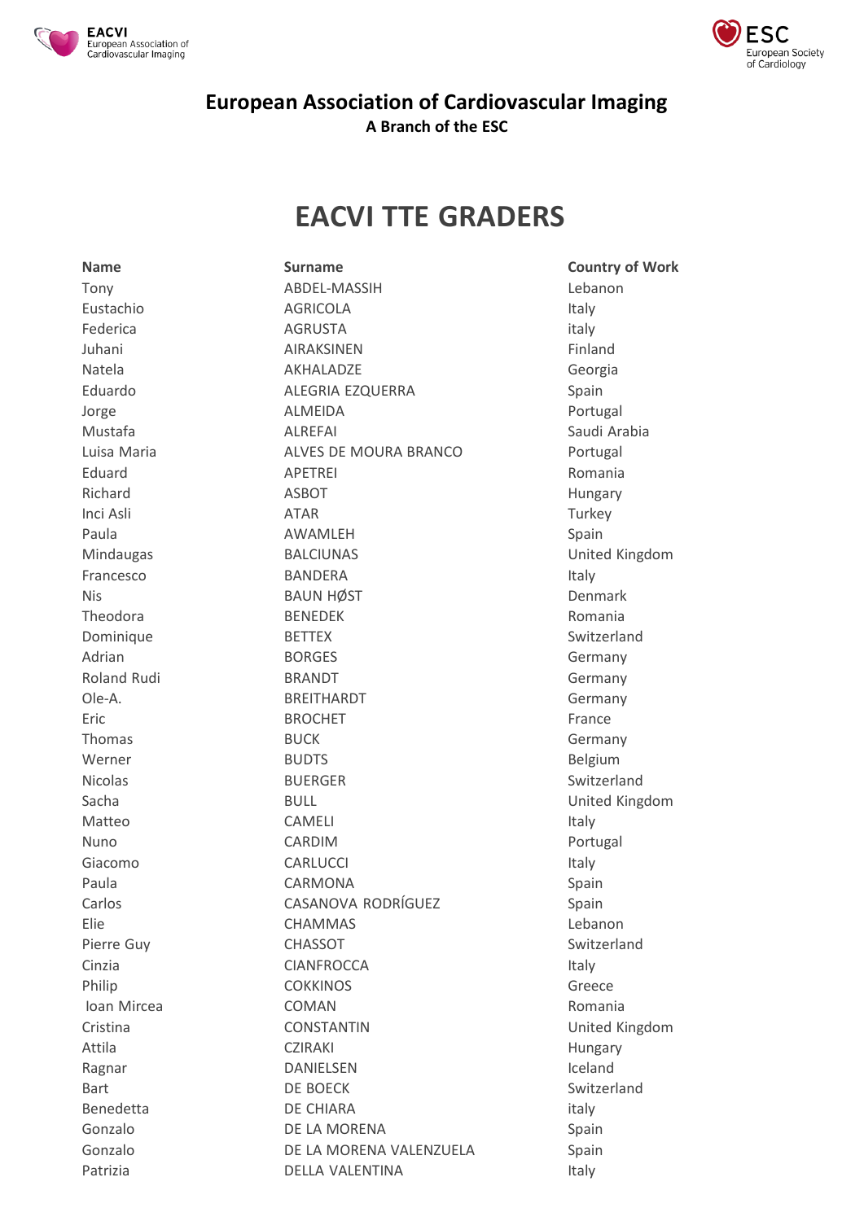# European Association of Cardiovascular Imaging

**A Branch of the ESC**

## EACVI TTE GRADERS

| Name | Surname | Country of Work |
|---|---|---|
| Tony | ABDEL-MASSIH | Lebanon |
| Eustachio | AGRICOLA | Italy |
| Federica | AGRUSTA | italy |
| Juhani | AIRAKSINEN | Finland |
| Natela | AKHALADZE | Georgia |
| Eduardo | ALEGRIA EZQUERRA | Spain |
| Jorge | ALMEIDA | Portugal |
| Mustafa | ALREFAI | Saudi Arabia |
| Luisa Maria | ALVES DE MOURA BRANCO | Portugal |
| Eduard | APETREI | Romania |
| Richard | ASBOT | Hungary |
| Inci Asli | ATAR | Turkey |
| Paula | AWAMLEH | Spain |
| Mindaugas | BALCIUNAS | United Kingdom |
| Francesco | BANDERA | Italy |
| Nis | BAUN HØST | Denmark |
| Theodora | BENEDEK | Romania |
| Dominique | BETTEX | Switzerland |
| Adrian | BORGES | Germany |
| Roland Rudi | BRANDT | Germany |
| Ole-A. | BREITHARDT | Germany |
| Eric | BROCHET | France |
| Thomas | BUCK | Germany |
| Werner | BUDTS | Belgium |
| Nicolas | BUERGER | Switzerland |
| Sacha | BULL | United Kingdom |
| Matteo | CAMELI | Italy |
| Nuno | CARDIM | Portugal |
| Giacomo | CARLUCCI | Italy |
| Paula | CARMONA | Spain |
| Carlos | CASANOVA RODRÍGUEZ | Spain |
| Elie | CHAMMAS | Lebanon |
| Pierre Guy | CHASSOT | Switzerland |
| Cinzia | CIANFROCCA | Italy |
| Philip | COKKINOS | Greece |
| Ioan Mircea | COMAN | Romania |
| Cristina | CONSTANTIN | United Kingdom |
| Attila | CZIRAKI | Hungary |
| Ragnar | DANIELSEN | Iceland |
| Bart | DE BOECK | Switzerland |
| Benedetta | DE CHIARA | italy |
| Gonzalo | DE LA MORENA | Spain |
| Gonzalo | DE LA MORENA VALENZUELA | Spain |
| Patrizia | DELLA VALENTINA | Italy |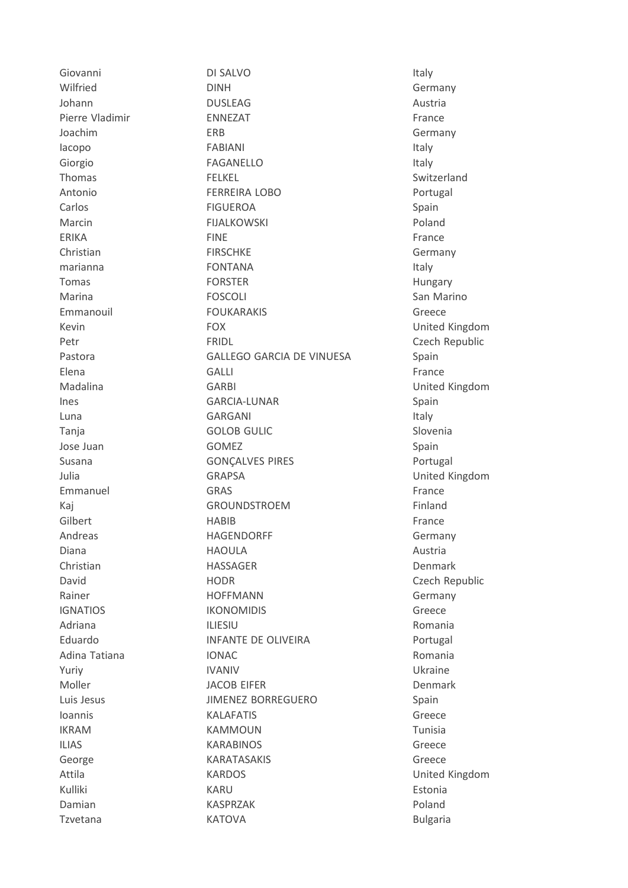| | | |
|---|---|---|
| Giovanni | DI SALVO | Italy |
| Wilfried | DINH | Germany |
| Johann | DUSLEAG | Austria |
| Pierre Vladimir | ENNEZAT | France |
| Joachim | ERB | Germany |
| Iacopo | FABIANI | Italy |
| Giorgio | FAGANELLO | Italy |
| Thomas | FELKEL | Switzerland |
| Antonio | FERREIRA LOBO | Portugal |
| Carlos | FIGUEROA | Spain |
| Marcin | FIJALKOWSKI | Poland |
| ERIKA | FINE | France |
| Christian | FIRSCHKE | Germany |
| marianna | FONTANA | Italy |
| Tomas | FORSTER | Hungary |
| Marina | FOSCOLI | San Marino |
| Emmanouil | FOUKARAKIS | Greece |
| Kevin | FOX | United Kingdom |
| Petr | FRIDL | Czech Republic |
| Pastora | GALLEGO GARCIA DE VINUESA | Spain |
| Elena | GALLI | France |
| Madalina | GARBI | United Kingdom |
| Ines | GARCIA-LUNAR | Spain |
| Luna | GARGANI | Italy |
| Tanja | GOLOB GULIC | Slovenia |
| Jose Juan | GOMEZ | Spain |
| Susana | GONÇALVES PIRES | Portugal |
| Julia | GRAPSA | United Kingdom |
| Emmanuel | GRAS | France |
| Kaj | GROUNDSTROEM | Finland |
| Gilbert | HABIB | France |
| Andreas | HAGENDORFF | Germany |
| Diana | HAOULA | Austria |
| Christian | HASSAGER | Denmark |
| David | HODR | Czech Republic |
| Rainer | HOFFMANN | Germany |
| IGNATIOS | IKONOMIDIS | Greece |
| Adriana | ILIESIU | Romania |
| Eduardo | INFANTE DE OLIVEIRA | Portugal |
| Adina Tatiana | IONAC | Romania |
| Yuriy | IVANIV | Ukraine |
| Moller | JACOB EIFER | Denmark |
| Luis Jesus | JIMENEZ BORREGUERO | Spain |
| Ioannis | KALAFATIS | Greece |
| IKRAM | KAMMOUN | Tunisia |
| ILIAS | KARABINOS | Greece |
| George | KARATASAKIS | Greece |
| Attila | KARDOS | United Kingdom |
| Kulliki | KARU | Estonia |
| Damian | KASPRZAK | Poland |
| Tzvetana | KATOVA | Bulgaria |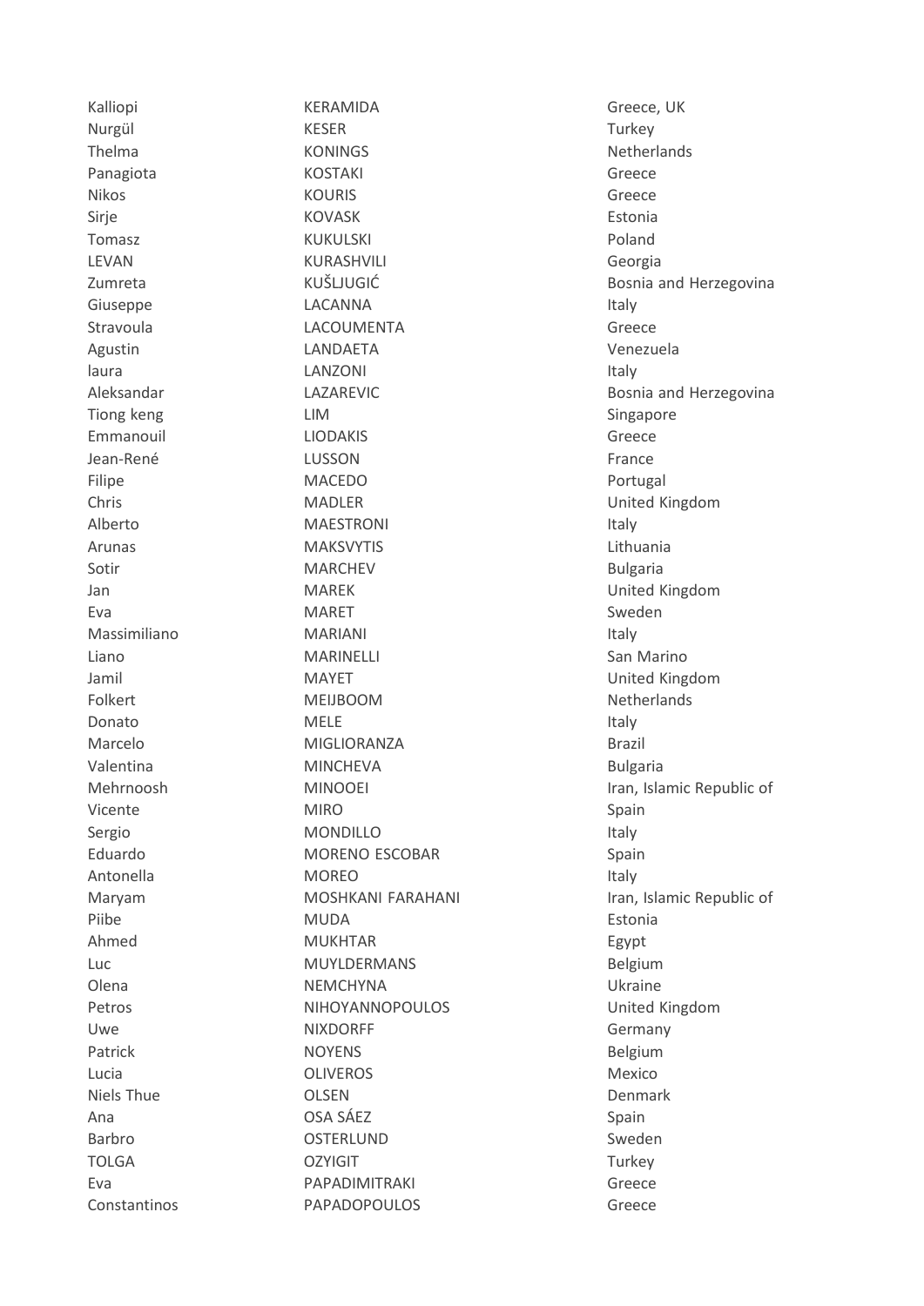| | | |
|---|---|---|
| Kalliopi | KERAMIDA | Greece, UK |
| Nurgül | KESER | Turkey |
| Thelma | KONINGS | Netherlands |
| Panagiota | KOSTAKI | Greece |
| Nikos | KOURIS | Greece |
| Sirje | KOVASK | Estonia |
| Tomasz | KUKULSKI | Poland |
| LEVAN | KURASHVILI | Georgia |
| Zumreta | KUŠLJUGIĆ | Bosnia and Herzegovina |
| Giuseppe | LACANNA | Italy |
| Stravoula | LACOUMENTA | Greece |
| Agustin | LANDAETA | Venezuela |
| laura | LANZONI | Italy |
| Aleksandar | LAZAREVIC | Bosnia and Herzegovina |
| Tiong keng | LIM | Singapore |
| Emmanouil | LIODAKIS | Greece |
| Jean-René | LUSSON | France |
| Filipe | MACEDO | Portugal |
| Chris | MADLER | United Kingdom |
| Alberto | MAESTRONI | Italy |
| Arunas | MAKSVYTIS | Lithuania |
| Sotir | MARCHEV | Bulgaria |
| Jan | MAREK | United Kingdom |
| Eva | MARET | Sweden |
| Massimiliano | MARIANI | Italy |
| Liano | MARINELLI | San Marino |
| Jamil | MAYET | United Kingdom |
| Folkert | MEIJBOOM | Netherlands |
| Donato | MELE | Italy |
| Marcelo | MIGLIORANZA | Brazil |
| Valentina | MINCHEVA | Bulgaria |
| Mehrnoosh | MINOOEI | Iran, Islamic Republic of |
| Vicente | MIRO | Spain |
| Sergio | MONDILLO | Italy |
| Eduardo | MORENO ESCOBAR | Spain |
| Antonella | MOREO | Italy |
| Maryam | MOSHKANI FARAHANI | Iran, Islamic Republic of |
| Piibe | MUDA | Estonia |
| Ahmed | MUKHTAR | Egypt |
| Luc | MUYLDERMANS | Belgium |
| Olena | NEMCHYNA | Ukraine |
| Petros | NIHOYANNOPOULOS | United Kingdom |
| Uwe | NIXDORFF | Germany |
| Patrick | NOYENS | Belgium |
| Lucia | OLIVEROS | Mexico |
| Niels Thue | OLSEN | Denmark |
| Ana | OSA SÁEZ | Spain |
| Barbro | OSTERLUND | Sweden |
| TOLGA | OZYIGIT | Turkey |
| Eva | PAPADIMITRAKI | Greece |
| Constantinos | PAPADOPOULOS | Greece |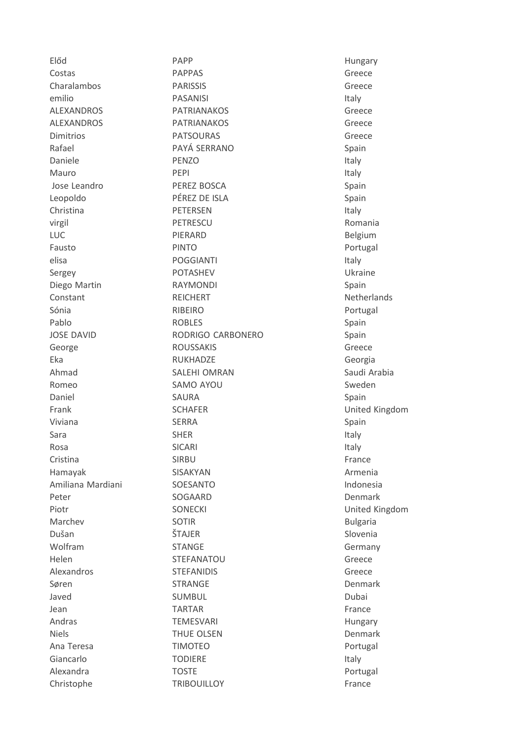| | | |
|---|---|---|
| Előd | PAPP | Hungary |
| Costas | PAPPAS | Greece |
| Charalambos | PARISSIS | Greece |
| emilio | PASANISI | Italy |
| ALEXANDROS | PATRIANAKOS | Greece |
| ALEXANDROS | PATRIANAKOS | Greece |
| Dimitrios | PATSOURAS | Greece |
| Rafael | PAYÁ SERRANO | Spain |
| Daniele | PENZO | Italy |
| Mauro | PEPI | Italy |
| Jose Leandro | PEREZ BOSCA | Spain |
| Leopoldo | PÉREZ DE ISLA | Spain |
| Christina | PETERSEN | Italy |
| virgil | PETRESCU | Romania |
| LUC | PIERARD | Belgium |
| Fausto | PINTO | Portugal |
| elisa | POGGIANTI | Italy |
| Sergey | POTASHEV | Ukraine |
| Diego Martin | RAYMONDI | Spain |
| Constant | REICHERT | Netherlands |
| Sónia | RIBEIRO | Portugal |
| Pablo | ROBLES | Spain |
| JOSE DAVID | RODRIGO CARBONERO | Spain |
| George | ROUSSAKIS | Greece |
| Eka | RUKHADZE | Georgia |
| Ahmad | SALEHI OMRAN | Saudi Arabia |
| Romeo | SAMO AYOU | Sweden |
| Daniel | SAURA | Spain |
| Frank | SCHAFER | United Kingdom |
| Viviana | SERRA | Spain |
| Sara | SHER | Italy |
| Rosa | SICARI | Italy |
| Cristina | SIRBU | France |
| Hamayak | SISAKYAN | Armenia |
| Amiliana Mardiani | SOESANTO | Indonesia |
| Peter | SOGAARD | Denmark |
| Piotr | SONECKI | United Kingdom |
| Marchev | SOTIR | Bulgaria |
| Dušan | ŠTAJER | Slovenia |
| Wolfram | STANGE | Germany |
| Helen | STEFANATOU | Greece |
| Alexandros | STEFANIDIS | Greece |
| Søren | STRANGE | Denmark |
| Javed | SUMBUL | Dubai |
| Jean | TARTAR | France |
| Andras | TEMESVARI | Hungary |
| Niels | THUE OLSEN | Denmark |
| Ana Teresa | TIMOTEO | Portugal |
| Giancarlo | TODIERE | Italy |
| Alexandra | TOSTE | Portugal |
| Christophe | TRIBOUILLOY | France |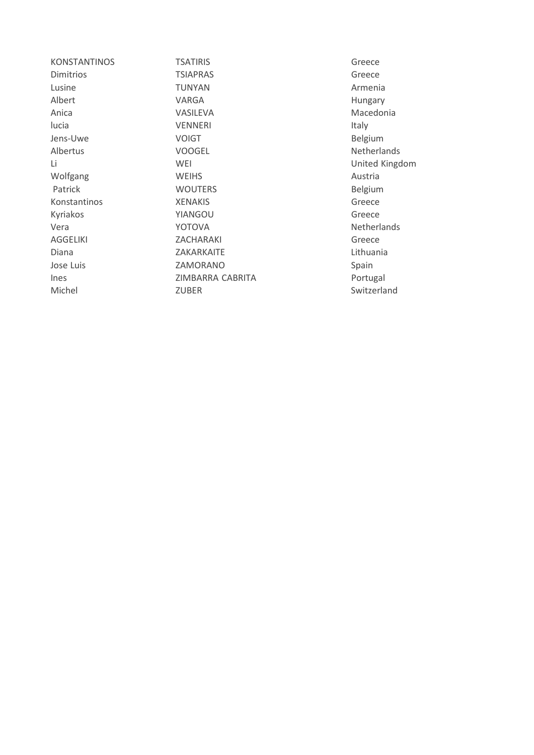| | | |
|---|---|---|
| KONSTANTINOS | TSATIRIS | Greece |
| Dimitrios | TSIAPRAS | Greece |
| Lusine | TUNYAN | Armenia |
| Albert | VARGA | Hungary |
| Anica | VASILEVA | Macedonia |
| lucia | VENNERI | Italy |
| Jens-Uwe | VOIGT | Belgium |
| Albertus | VOOGEL | Netherlands |
| Li | WEI | United Kingdom |
| Wolfgang | WEIHS | Austria |
| Patrick | WOUTERS | Belgium |
| Konstantinos | XENAKIS | Greece |
| Kyriakos | YIANGOU | Greece |
| Vera | YOTOVA | Netherlands |
| AGGELIKI | ZACHARAKI | Greece |
| Diana | ZAKARKAITE | Lithuania |
| Jose Luis | ZAMORANO | Spain |
| Ines | ZIMBARRA CABRITA | Portugal |
| Michel | ZUBER | Switzerland |